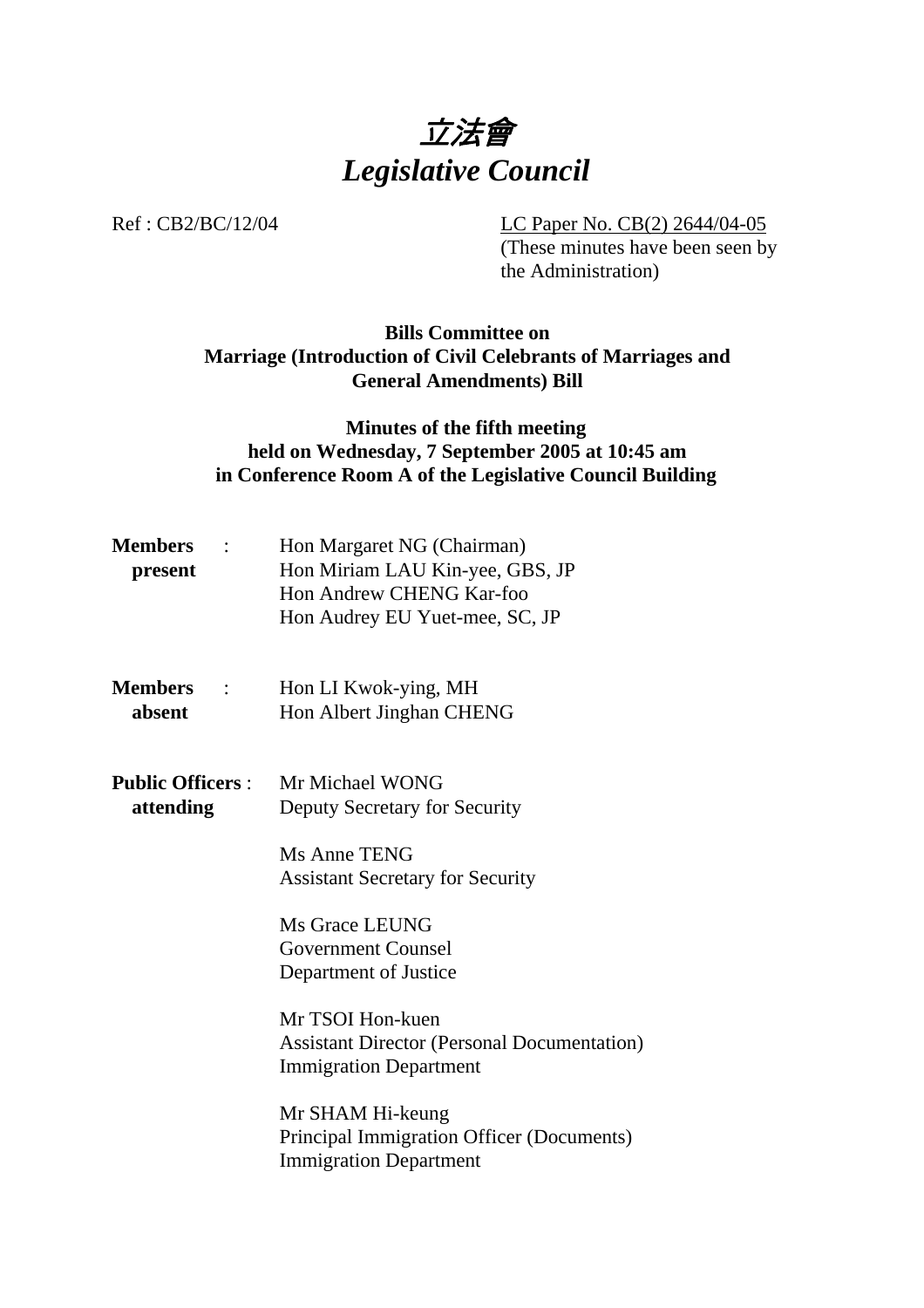# *立法會*
# *Legislative Council*

Ref : CB2/BC/12/04

LC Paper No. CB(2) 2644/04-05
(These minutes have been seen by the Administration)

**Bills Committee on**
**Marriage (Introduction of Civil Celebrants of Marriages and General Amendments) Bill**

**Minutes of the fifth meeting**
**held on Wednesday, 7 September 2005 at 10:45 am**
**in Conference Room A of the Legislative Council Building**

**Members present** :

Hon Margaret NG (Chairman)
Hon Miriam LAU Kin-yee, GBS, JP
Hon Andrew CHENG Kar-foo
Hon Audrey EU Yuet-mee, SC, JP

**Members absent** :

Hon LI Kwok-ying, MH
Hon Albert Jinghan CHENG

**Public Officers attending** :

Mr Michael WONG
Deputy Secretary for Security

Ms Anne TENG
Assistant Secretary for Security

Ms Grace LEUNG
Government Counsel
Department of Justice

Mr TSOI Hon-kuen
Assistant Director (Personal Documentation)
Immigration Department

Mr SHAM Hi-keung
Principal Immigration Officer (Documents)
Immigration Department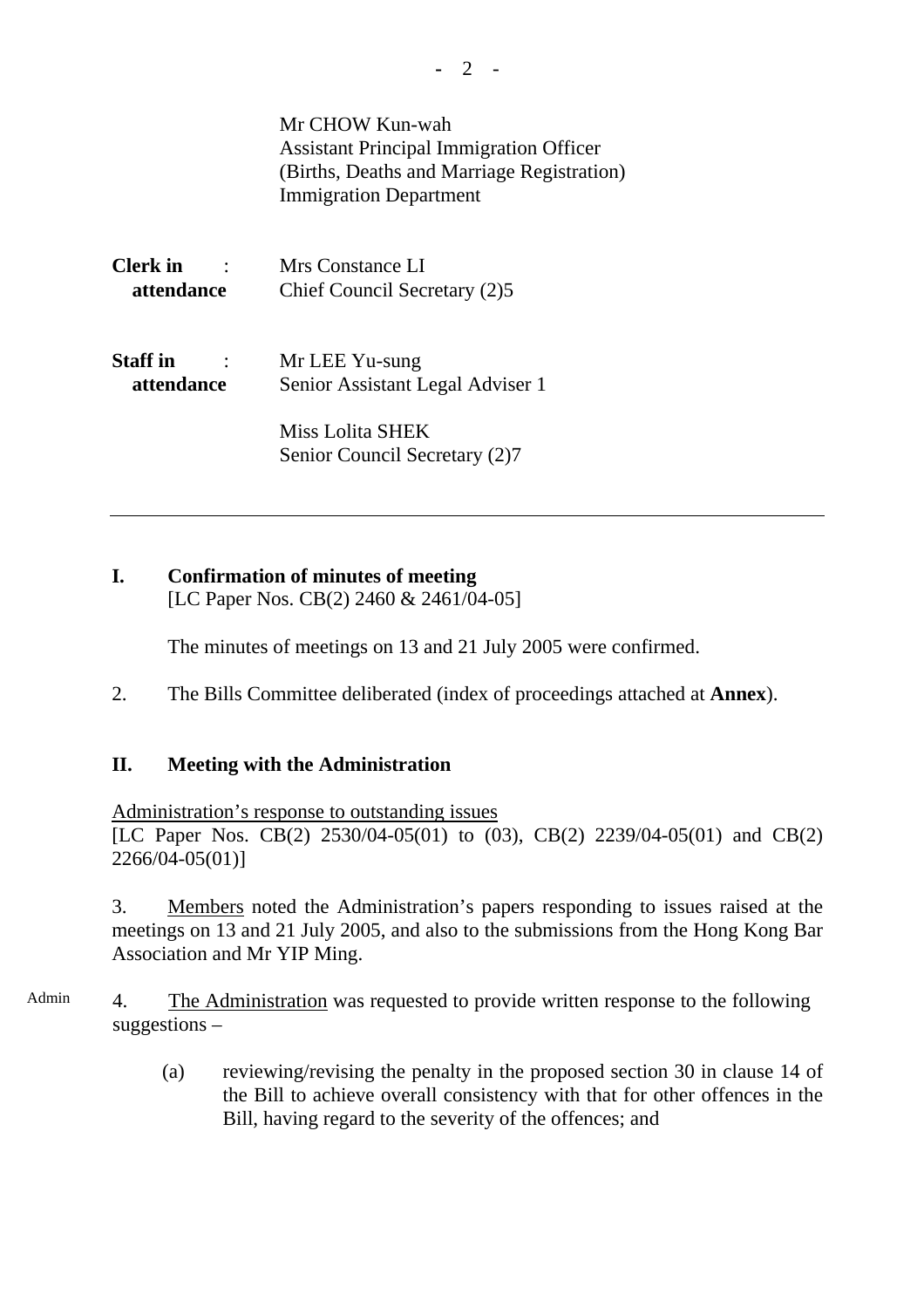Mr CHOW Kun-wah
Assistant Principal Immigration Officer
(Births, Deaths and Marriage Registration)
Immigration Department

**Clerk in attendance** : Mrs Constance LI
Chief Council Secretary (2)5

**Staff in attendance** : Mr LEE Yu-sung
Senior Assistant Legal Adviser 1

Miss Lolita SHEK
Senior Council Secretary (2)7

---

## I. Confirmation of minutes of meeting
[LC Paper Nos. CB(2) 2460 & 2461/04-05]

The minutes of meetings on 13 and 21 July 2005 were confirmed.

2. The Bills Committee deliberated (index of proceedings attached at **Annex**).

## II. Meeting with the Administration

Administration's response to outstanding issues
[LC Paper Nos. CB(2) 2530/04-05(01) to (03), CB(2) 2239/04-05(01) and CB(2) 2266/04-05(01)]

3. Members noted the Administration's papers responding to issues raised at the meetings on 13 and 21 July 2005, and also to the submissions from the Hong Kong Bar Association and Mr YIP Ming.

Admin

4. The Administration was requested to provide written response to the following suggestions –

(a) reviewing/revising the penalty in the proposed section 30 in clause 14 of the Bill to achieve overall consistency with that for other offences in the Bill, having regard to the severity of the offences; and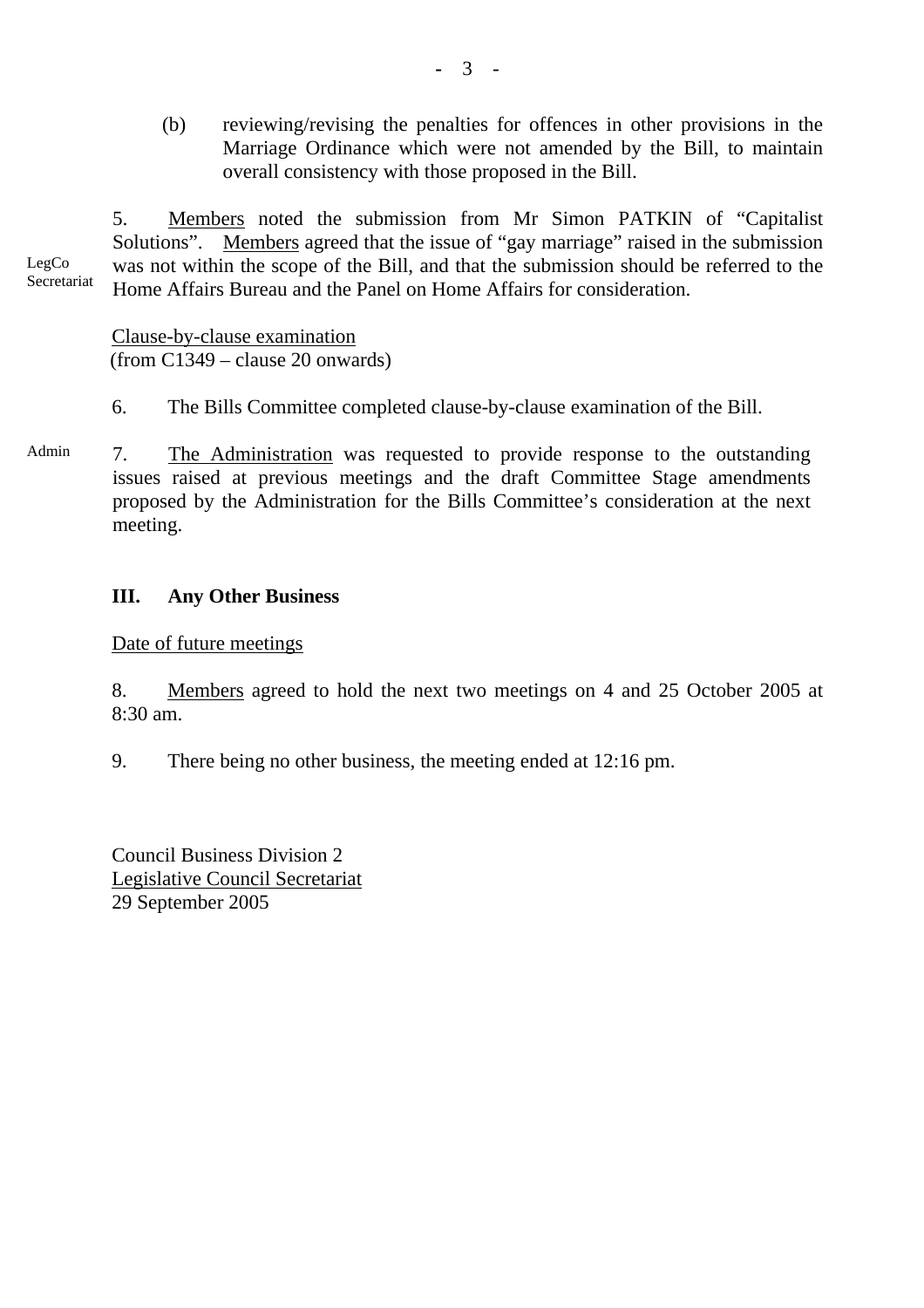(b) reviewing/revising the penalties for offences in other provisions in the Marriage Ordinance which were not amended by the Bill, to maintain overall consistency with those proposed in the Bill.

LegCo Secretariat

5. Members noted the submission from Mr Simon PATKIN of "Capitalist Solutions". Members agreed that the issue of "gay marriage" raised in the submission was not within the scope of the Bill, and that the submission should be referred to the Home Affairs Bureau and the Panel on Home Affairs for consideration.

Clause-by-clause examination
(from C1349 – clause 20 onwards)

6. The Bills Committee completed clause-by-clause examination of the Bill.

Admin

7. The Administration was requested to provide response to the outstanding issues raised at previous meetings and the draft Committee Stage amendments proposed by the Administration for the Bills Committee's consideration at the next meeting.

## III. Any Other Business

Date of future meetings

8. Members agreed to hold the next two meetings on 4 and 25 October 2005 at 8:30 am.

9. There being no other business, the meeting ended at 12:16 pm.

Council Business Division 2
Legislative Council Secretariat
29 September 2005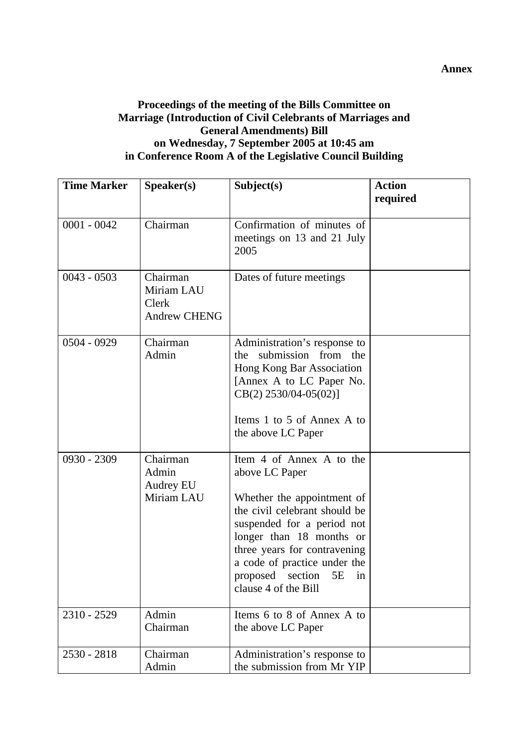**Annex**

**Proceedings of the meeting of the Bills Committee on Marriage (Introduction of Civil Celebrants of Marriages and General Amendments) Bill on Wednesday, 7 September 2005 at 10:45 am in Conference Room A of the Legislative Council Building**

| Time Marker | Speaker(s) | Subject(s) | Action required |
|---|---|---|---|
| 0001 - 0042 | Chairman | Confirmation of minutes of meetings on 13 and 21 July 2005 | |
| 0043 - 0503 | Chairman<br>Miriam LAU<br>Clerk<br>Andrew CHENG | Dates of future meetings | |
| 0504 - 0929 | Chairman<br>Admin | Administration's response to the submission from the Hong Kong Bar Association [Annex A to LC Paper No. CB(2) 2530/04-05(02)]<br><br>Items 1 to 5 of Annex A to the above LC Paper | |
| 0930 - 2309 | Chairman<br>Admin<br>Audrey EU<br>Miriam LAU | Item 4 of Annex A to the above LC Paper<br><br>Whether the appointment of the civil celebrant should be suspended for a period not longer than 18 months or three years for contravening a code of practice under the proposed section 5E in clause 4 of the Bill | |
| 2310 - 2529 | Admin<br>Chairman | Items 6 to 8 of Annex A to the above LC Paper | |
| 2530 - 2818 | Chairman<br>Admin | Administration's response to the submission from Mr YIP | |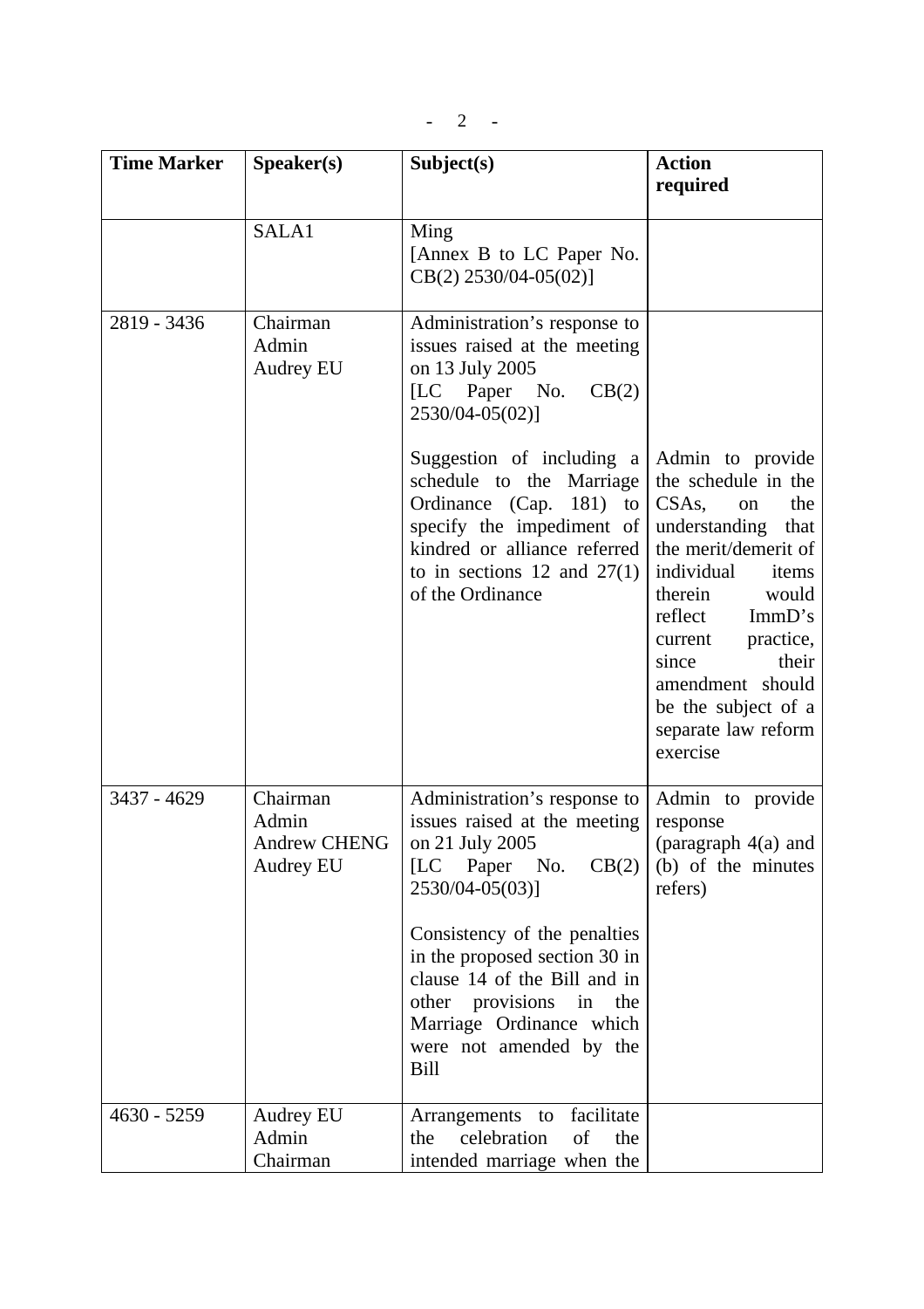| Time Marker | Speaker(s) | Subject(s) | Action required |
|---|---|---|---|
| | SALA1 | Ming [Annex B to LC Paper No. CB(2) 2530/04-05(02)] | |
| 2819 - 3436 | Chairman<br>Admin<br>Audrey EU | Administration's response to issues raised at the meeting on 13 July 2005 [LC Paper No. CB(2) 2530/04-05(02)]<br><br>Suggestion of including a schedule to the Marriage Ordinance (Cap. 181) to specify the impediment of kindred or alliance referred to in sections 12 and 27(1) of the Ordinance | Admin to provide the schedule in the CSAs, on the understanding that the merit/demerit of individual items therein would reflect ImmD's current practice, since their amendment should be the subject of a separate law reform exercise |
| 3437 - 4629 | Chairman<br>Admin<br>Andrew CHENG<br>Audrey EU | Administration's response to issues raised at the meeting on 21 July 2005 [LC Paper No. CB(2) 2530/04-05(03)]<br><br>Consistency of the penalties in the proposed section 30 in clause 14 of the Bill and in other provisions in the Marriage Ordinance which were not amended by the Bill | Admin to provide response (paragraph 4(a) and (b) of the minutes refers) |
| 4630 - 5259 | Audrey EU<br>Admin<br>Chairman | Arrangements to facilitate the celebration of the intended marriage when the | |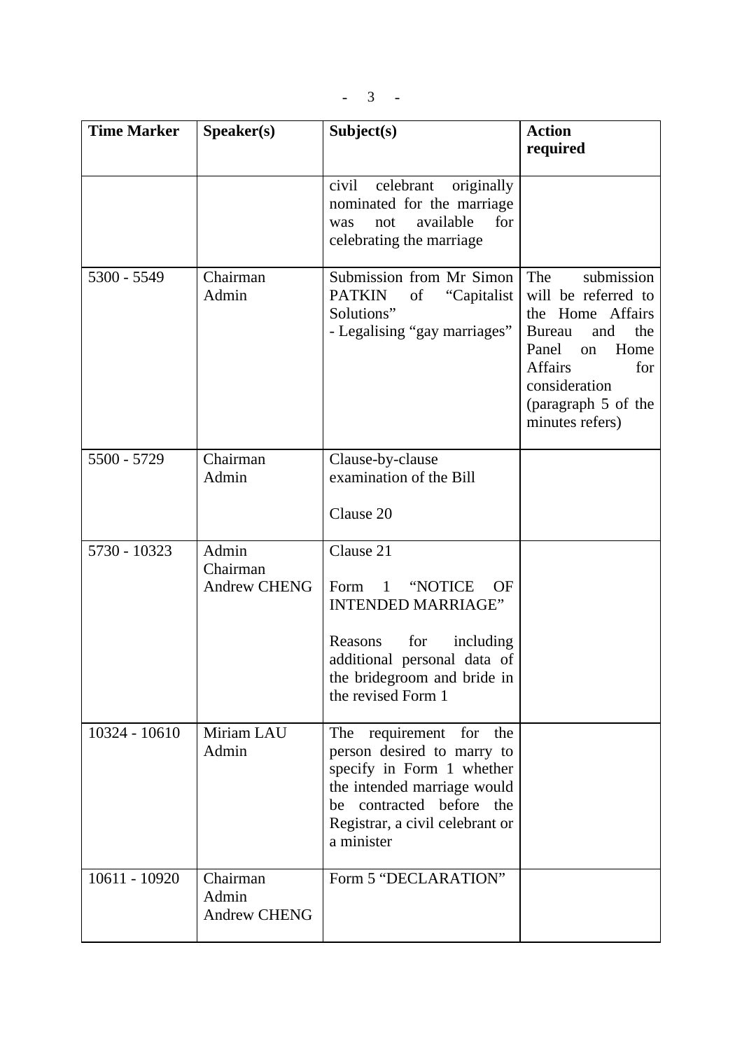| Time Marker | Speaker(s) | Subject(s) | Action required |
|---|---|---|---|
| | | civil celebrant originally nominated for the marriage was not available for celebrating the marriage | |
| 5300 - 5549 | Chairman<br>Admin | Submission from Mr Simon PATKIN of "Capitalist Solutions"<br>- Legalising "gay marriages" | The submission will be referred to the Home Affairs Bureau and the Panel on Home Affairs for consideration (paragraph 5 of the minutes refers) |
| 5500 - 5729 | Chairman<br>Admin | Clause-by-clause examination of the Bill<br><br>Clause 20 | |
| 5730 - 10323 | Admin<br>Chairman<br>Andrew CHENG | Clause 21<br><br>Form 1 "NOTICE OF INTENDED MARRIAGE"<br><br>Reasons for including additional personal data of the bridegroom and bride in the revised Form 1 | |
| 10324 - 10610 | Miriam LAU<br>Admin | The requirement for the person desired to marry to specify in Form 1 whether the intended marriage would be contracted before the Registrar, a civil celebrant or a minister | |
| 10611 - 10920 | Chairman<br>Admin<br>Andrew CHENG | Form 5 "DECLARATION" | |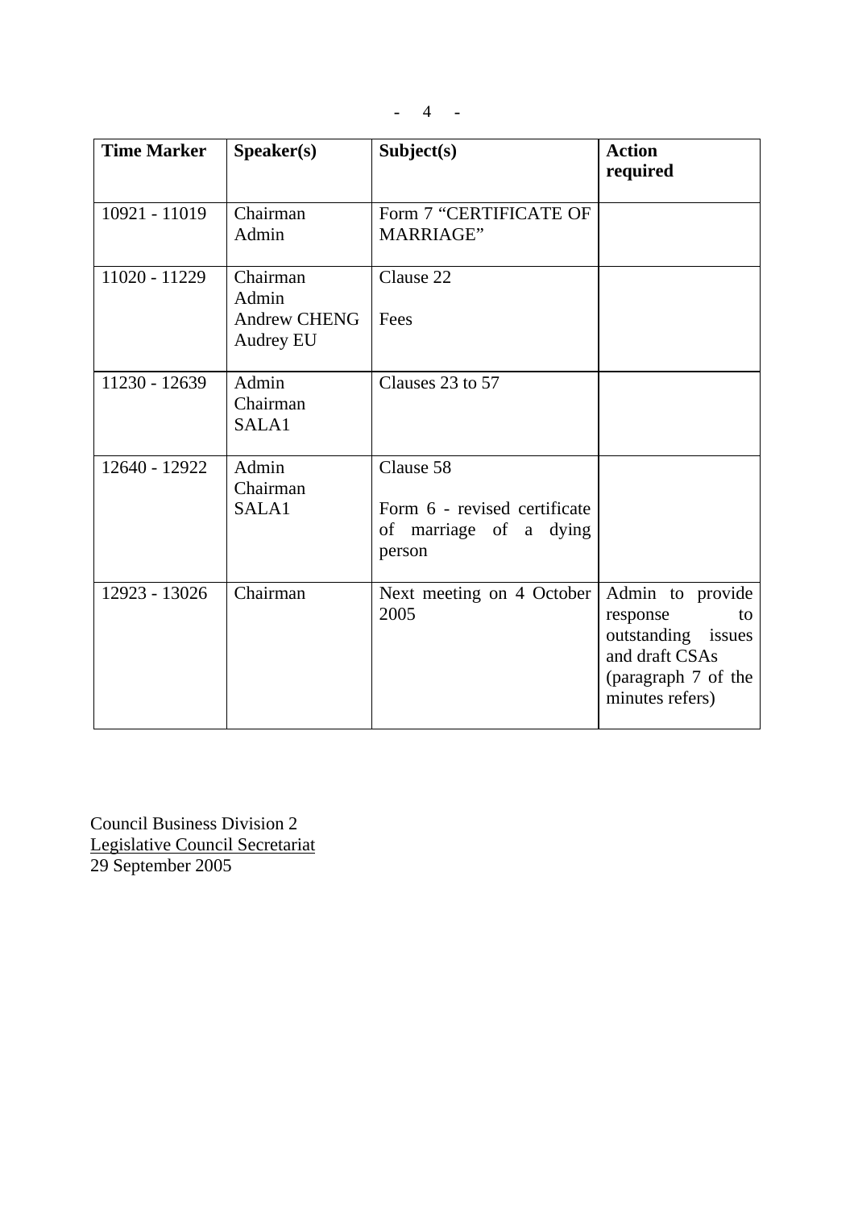| Time Marker | Speaker(s) | Subject(s) | Action required |
|---|---|---|---|
| 10921 - 11019 | Chairman<br>Admin | Form 7 "CERTIFICATE OF MARRIAGE" | |
| 11020 - 11229 | Chairman<br>Admin<br>Andrew CHENG<br>Audrey EU | Clause 22<br><br>Fees | |
| 11230 - 12639 | Admin<br>Chairman<br>SALA1 | Clauses 23 to 57 | |
| 12640 - 12922 | Admin<br>Chairman<br>SALA1 | Clause 58<br><br>Form 6 - revised certificate of marriage of a dying person | |
| 12923 - 13026 | Chairman | Next meeting on 4 October 2005 | Admin to provide response to outstanding issues and draft CSAs (paragraph 7 of the minutes refers) |

Council Business Division 2
Legislative Council Secretariat
29 September 2005